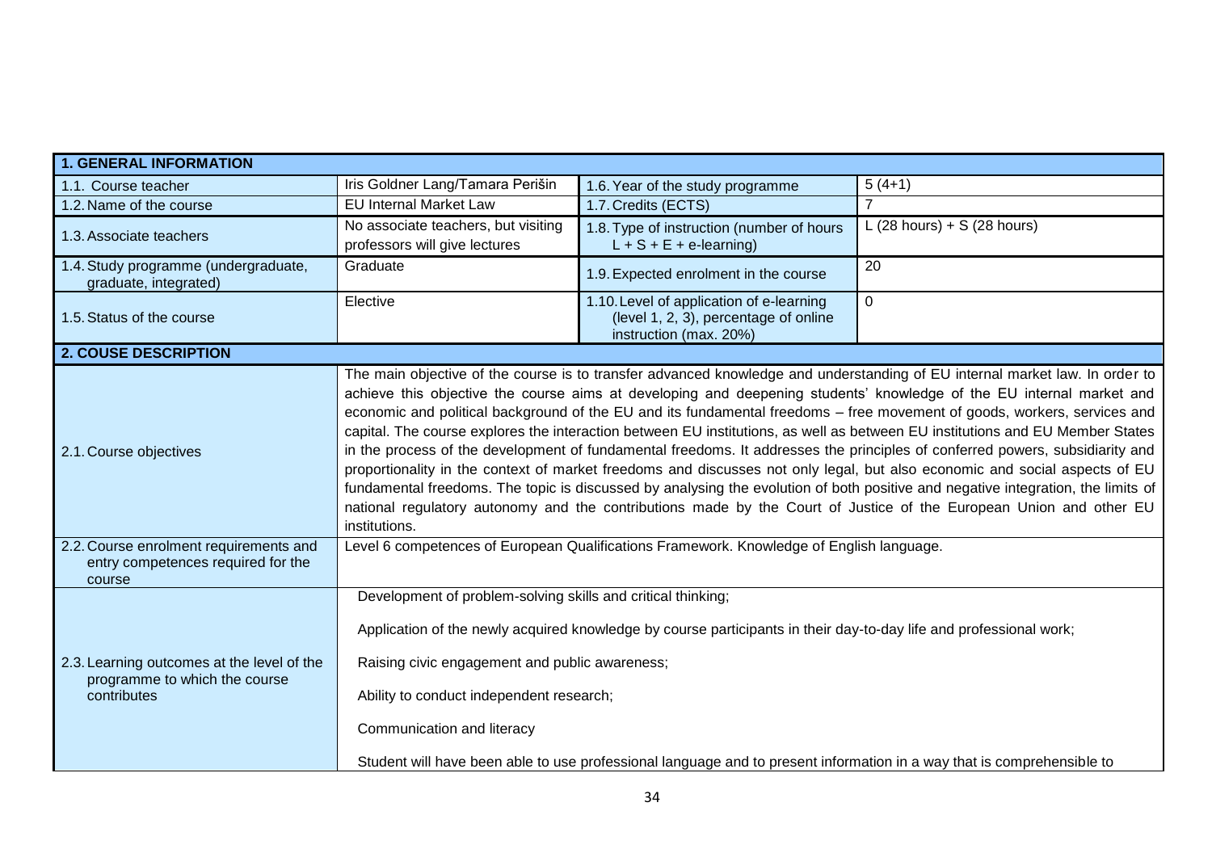| **1. GENERAL INFORMATION** | | | |
|---|---|---|---|
| 1.1. Course teacher | Iris Goldner Lang/Tamara Perišin | 1.6. Year of the study programme | 5 (4+1) |
| 1.2. Name of the course | EU Internal Market Law | 1.7. Credits (ECTS) | 7 |
| 1.3. Associate teachers | No associate teachers, but visiting professors will give lectures | 1.8. Type of instruction (number of hours L + S + E + e-learning) | L (28 hours) + S (28 hours) |
| 1.4. Study programme (undergraduate, graduate, integrated) | Graduate | 1.9. Expected enrolment in the course | 20 |
| 1.5. Status of the course | Elective | 1.10. Level of application of e-learning (level 1, 2, 3), percentage of online instruction (max. 20%) | 0 |
| **2. COUSE DESCRIPTION** | | | |
| 2.1. Course objectives | The main objective of the course is to transfer advanced knowledge and understanding of EU internal market law. In order to achieve this objective the course aims at developing and deepening students' knowledge of the EU internal market and economic and political background of the EU and its fundamental freedoms – free movement of goods, workers, services and capital. The course explores the interaction between EU institutions, as well as between EU institutions and EU Member States in the process of the development of fundamental freedoms. It addresses the principles of conferred powers, subsidiarity and proportionality in the context of market freedoms and discusses not only legal, but also economic and social aspects of EU fundamental freedoms. The topic is discussed by analysing the evolution of both positive and negative integration, the limits of national regulatory autonomy and the contributions made by the Court of Justice of the European Union and other EU institutions. | | |
| 2.2. Course enrolment requirements and entry competences required for the course | Level 6 competences of European Qualifications Framework. Knowledge of English language. | | |
| 2.3. Learning outcomes at the level of the programme to which the course contributes | Development of problem-solving skills and critical thinking;<br><br>Application of the newly acquired knowledge by course participants in their day-to-day life and professional work;<br><br>Raising civic engagement and public awareness;<br><br>Ability to conduct independent research;<br><br>Communication and literacy<br><br>Student will have been able to use professional language and to present information in a way that is comprehensible to | | |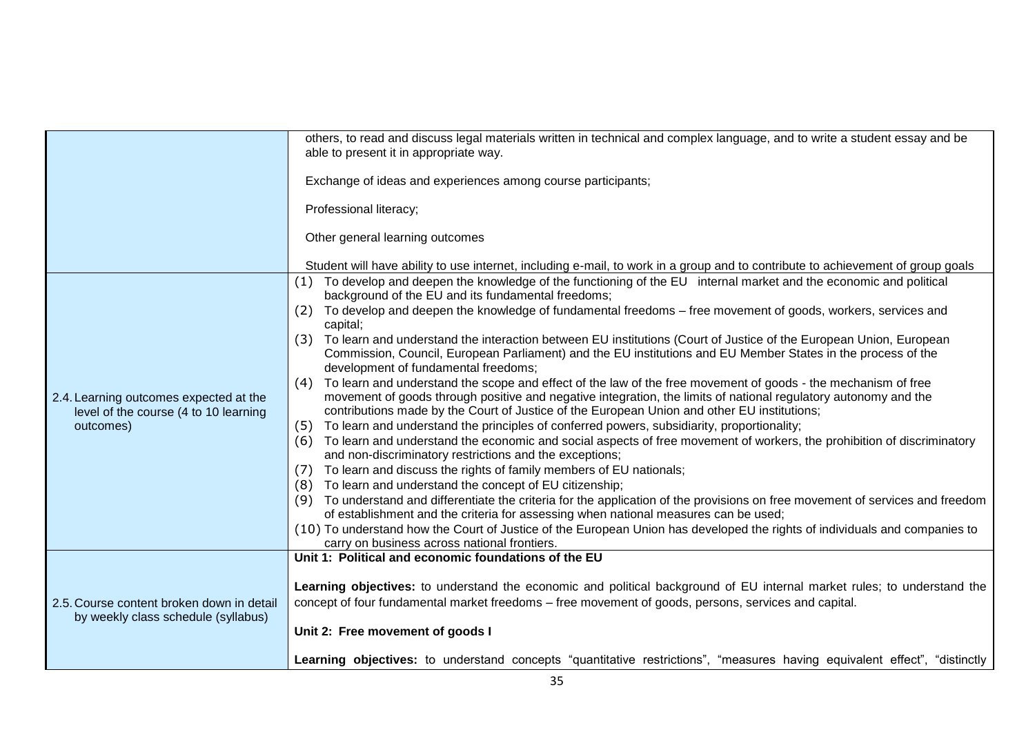| | |
|---|---|
| | others, to read and discuss legal materials written in technical and complex language, and to write a student essay and be able to present it in appropriate way.<br><br>Exchange of ideas and experiences among course participants;<br><br>Professional literacy;<br><br>Other general learning outcomes<br><br>Student will have ability to use internet, including e-mail, to work in a group and to contribute to achievement of group goals |
| 2.4. Learning outcomes expected at the level of the course (4 to 10 learning outcomes) | (1) To develop and deepen the knowledge of the functioning of the EU internal market and the economic and political background of the EU and its fundamental freedoms;<br>(2) To develop and deepen the knowledge of fundamental freedoms – free movement of goods, workers, services and capital;<br>(3) To learn and understand the interaction between EU institutions (Court of Justice of the European Union, European Commission, Council, European Parliament) and the EU institutions and EU Member States in the process of the development of fundamental freedoms;<br>(4) To learn and understand the scope and effect of the law of the free movement of goods - the mechanism of free movement of goods through positive and negative integration, the limits of national regulatory autonomy and the contributions made by the Court of Justice of the European Union and other EU institutions;<br>(5) To learn and understand the principles of conferred powers, subsidiarity, proportionality;<br>(6) To learn and understand the economic and social aspects of free movement of workers, the prohibition of discriminatory and non-discriminatory restrictions and the exceptions;<br>(7) To learn and discuss the rights of family members of EU nationals;<br>(8) To learn and understand the concept of EU citizenship;<br>(9) To understand and differentiate the criteria for the application of the provisions on free movement of services and freedom of establishment and the criteria for assessing when national measures can be used;<br>(10) To understand how the Court of Justice of the European Union has developed the rights of individuals and companies to carry on business across national frontiers. |
| 2.5. Course content broken down in detail by weekly class schedule (syllabus) | **Unit 1: Political and economic foundations of the EU**<br><br>**Learning objectives:** to understand the economic and political background of EU internal market rules; to understand the concept of four fundamental market freedoms – free movement of goods, persons, services and capital.<br><br>**Unit 2: Free movement of goods I**<br><br>**Learning objectives:** to understand concepts "quantitative restrictions", "measures having equivalent effect", "distinctly |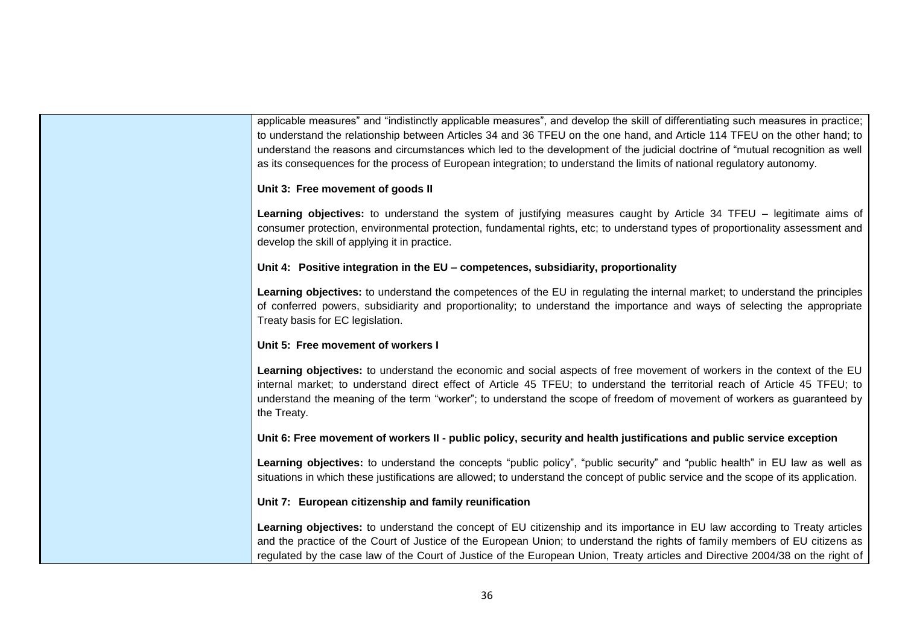| | |
|---|---|
| | applicable measures" and "indistinctly applicable measures", and develop the skill of differentiating such measures in practice; to understand the relationship between Articles 34 and 36 TFEU on the one hand, and Article 114 TFEU on the other hand; to understand the reasons and circumstances which led to the development of the judicial doctrine of "mutual recognition as well as its consequences for the process of European integration; to understand the limits of national regulatory autonomy.<br><br>**Unit 3: Free movement of goods II**<br><br>**Learning objectives:** to understand the system of justifying measures caught by Article 34 TFEU – legitimate aims of consumer protection, environmental protection, fundamental rights, etc; to understand types of proportionality assessment and develop the skill of applying it in practice.<br><br>**Unit 4: Positive integration in the EU – competences, subsidiarity, proportionality**<br><br>**Learning objectives:** to understand the competences of the EU in regulating the internal market; to understand the principles of conferred powers, subsidiarity and proportionality; to understand the importance and ways of selecting the appropriate Treaty basis for EC legislation.<br><br>**Unit 5: Free movement of workers I**<br><br>**Learning objectives:** to understand the economic and social aspects of free movement of workers in the context of the EU internal market; to understand direct effect of Article 45 TFEU; to understand the territorial reach of Article 45 TFEU; to understand the meaning of the term "worker"; to understand the scope of freedom of movement of workers as guaranteed by the Treaty.<br><br>**Unit 6: Free movement of workers II - public policy, security and health justifications and public service exception**<br><br>**Learning objectives:** to understand the concepts "public policy", "public security" and "public health" in EU law as well as situations in which these justifications are allowed; to understand the concept of public service and the scope of its application.<br><br>**Unit 7: European citizenship and family reunification**<br><br>**Learning objectives:** to understand the concept of EU citizenship and its importance in EU law according to Treaty articles and the practice of the Court of Justice of the European Union; to understand the rights of family members of EU citizens as regulated by the case law of the Court of Justice of the European Union, Treaty articles and Directive 2004/38 on the right of |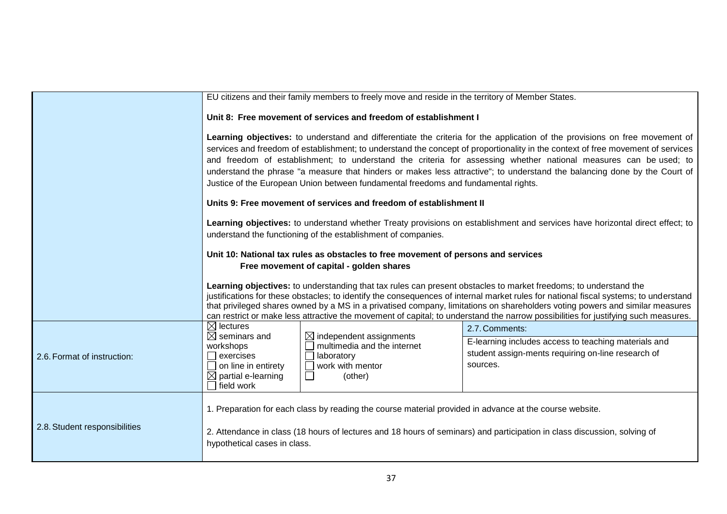| | |
|---|---|
| | EU citizens and their family members to freely move and reside in the territory of Member States.<br><br>**Unit 8: Free movement of services and freedom of establishment I**<br><br>**Learning objectives:** to understand and differentiate the criteria for the application of the provisions on free movement of services and freedom of establishment; to understand the concept of proportionality in the context of free movement of services and freedom of establishment; to understand the criteria for assessing whether national measures can be used; to understand the phrase "a measure that hinders or makes less attractive"; to understand the balancing done by the Court of Justice of the European Union between fundamental freedoms and fundamental rights.<br><br>**Units 9: Free movement of services and freedom of establishment II**<br><br>**Learning objectives:** to understand whether Treaty provisions on establishment and services have horizontal direct effect; to understand the functioning of the establishment of companies.<br><br>**Unit 10: National tax rules as obstacles to free movement of persons and services**<br>**Free movement of capital - golden shares**<br><br>**Learning objectives:** to understanding that tax rules can present obstacles to market freedoms; to understand the justifications for these obstacles; to identify the consequences of internal market rules for national fiscal systems; to understand that privileged shares owned by a MS in a privatised company, limitations on shareholders voting powers and similar measures can restrict or make less attractive the movement of capital; to understand the narrow possibilities for justifying such measures. |
| 2.6. Format of instruction: | ☒ lectures<br>☒ seminars and workshops<br>☐ exercises<br>☐ on line in entirety<br>☒ partial e-learning<br>☐ field work<br><br>☒ independent assignments<br>☐ multimedia and the internet<br>☐ laboratory<br>☐ work with mentor<br>☐ (other)<br><br>**2.7. Comments:**<br>E-learning includes access to teaching materials and student assign-ments requiring on-line research of sources. |
| 2.8. Student responsibilities | 1. Preparation for each class by reading the course material provided in advance at the course website.<br><br>2. Attendance in class (18 hours of lectures and 18 hours of seminars) and participation in class discussion, solving of hypothetical cases in class. |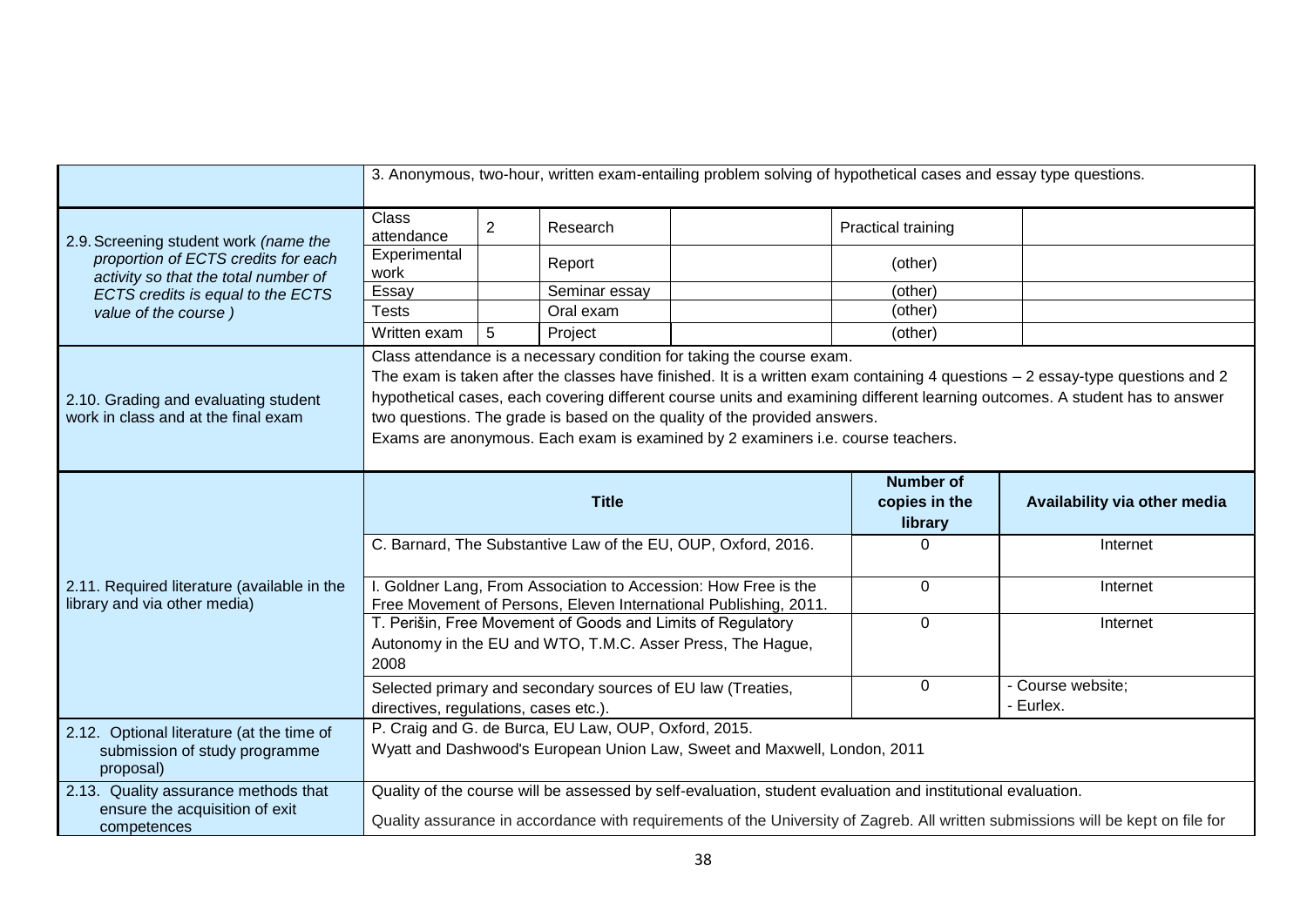| | | | | | | |
|---|---|---|---|---|---|---|
| | 3. Anonymous, two-hour, written exam-entailing problem solving of hypothetical cases and essay type questions. | | | | | |
| 2.9. Screening student work *(name the proportion of ECTS credits for each activity so that the total number of ECTS credits is equal to the ECTS value of the course )* | Class attendance | 2 | Research | | Practical training | |
| | Experimental work | | Report | | (other) | |
| | Essay | | Seminar essay | | (other) | |
| | Tests | | Oral exam | | (other) | |
| | Written exam | 5 | Project | | (other) | |
| 2.10. Grading and evaluating student work in class and at the final exam | Class attendance is a necessary condition for taking the course exam.<br>The exam is taken after the classes have finished. It is a written exam containing 4 questions – 2 essay-type questions and 2 hypothetical cases, each covering different course units and examining different learning outcomes. A student has to answer two questions. The grade is based on the quality of the provided answers.<br>Exams are anonymous. Each exam is examined by 2 examiners i.e. course teachers. | | | | | |

| | Title | Number of copies in the library | Availability via other media |
|---|---|---|---|
| 2.11. Required literature (available in the library and via other media) | C. Barnard, The Substantive Law of the EU, OUP, Oxford, 2016. | 0 | Internet |
| | I. Goldner Lang, From Association to Accession: How Free is the Free Movement of Persons, Eleven International Publishing, 2011. | 0 | Internet |
| | T. Perišin, Free Movement of Goods and Limits of Regulatory Autonomy in the EU and WTO, T.M.C. Asser Press, The Hague, 2008 | 0 | Internet |
| | Selected primary and secondary sources of EU law (Treaties, directives, regulations, cases etc.). | 0 | - Course website;<br>- Eurlex. |
| 2.12. Optional literature (at the time of submission of study programme proposal) | P. Craig and G. de Burca, EU Law, OUP, Oxford, 2015.<br>Wyatt and Dashwood's European Union Law, Sweet and Maxwell, London, 2011 | | |
| 2.13. Quality assurance methods that ensure the acquisition of exit competences | Quality of the course will be assessed by self-evaluation, student evaluation and institutional evaluation.<br>Quality assurance in accordance with requirements of the University of Zagreb. All written submissions will be kept on file for | | |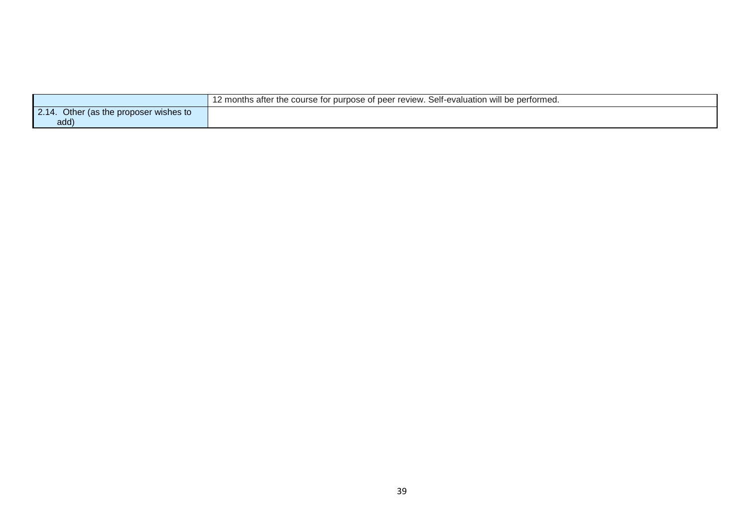| | |
|---|---|
| | 12 months after the course for purpose of peer review. Self-evaluation will be performed. |
| 2.14. Other (as the proposer wishes to add) | |